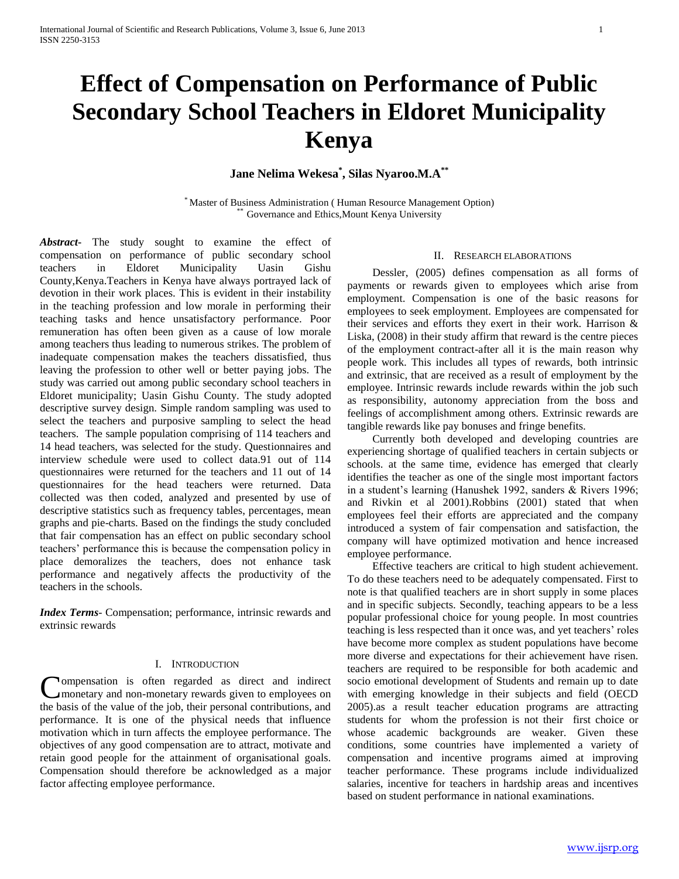# Effect of Compensation on Performance of Public Secondary School Teachers in Eldoret Municipality Kenya

**Jane Nelima Wekesa[*], Silas Nyaroo.M.A[**]**

[*] Master of Business Administration ( Human Resource Management Option)
[**] Governance and Ethics,Mount Kenya University

***Abstract***- The study sought to examine the effect of compensation on performance of public secondary school teachers in Eldoret Municipality Uasin Gishu County,Kenya.Teachers in Kenya have always portrayed lack of devotion in their work places. This is evident in their instability in the teaching profession and low morale in performing their teaching tasks and hence unsatisfactory performance. Poor remuneration has often been given as a cause of low morale among teachers thus leading to numerous strikes. The problem of inadequate compensation makes the teachers dissatisfied, thus leaving the profession to other well or better paying jobs. The study was carried out among public secondary school teachers in Eldoret municipality; Uasin Gishu County. The study adopted descriptive survey design. Simple random sampling was used to select the teachers and purposive sampling to select the head teachers. The sample population comprising of 114 teachers and 14 head teachers, was selected for the study. Questionnaires and interview schedule were used to collect data.91 out of 114 questionnaires were returned for the teachers and 11 out of 14 questionnaires for the head teachers were returned. Data collected was then coded, analyzed and presented by use of descriptive statistics such as frequency tables, percentages, mean graphs and pie-charts. Based on the findings the study concluded that fair compensation has an effect on public secondary school teachers' performance this is because the compensation policy in place demoralizes the teachers, does not enhance task performance and negatively affects the productivity of the teachers in the schools.

***Index Terms***- Compensation; performance, intrinsic rewards and extrinsic rewards

## I. Introduction

Compensation is often regarded as direct and indirect monetary and non-monetary rewards given to employees on the basis of the value of the job, their personal contributions, and performance. It is one of the physical needs that influence motivation which in turn affects the employee performance. The objectives of any good compensation are to attract, motivate and retain good people for the attainment of organisational goals. Compensation should therefore be acknowledged as a major factor affecting employee performance.

## II. Research Elaborations

Dessler, (2005) defines compensation as all forms of payments or rewards given to employees which arise from employment. Compensation is one of the basic reasons for employees to seek employment. Employees are compensated for their services and efforts they exert in their work. Harrison & Liska, (2008) in their study affirm that reward is the centre pieces of the employment contract-after all it is the main reason why people work. This includes all types of rewards, both intrinsic and extrinsic, that are received as a result of employment by the employee. Intrinsic rewards include rewards within the job such as responsibility, autonomy appreciation from the boss and feelings of accomplishment among others. Extrinsic rewards are tangible rewards like pay bonuses and fringe benefits.

Currently both developed and developing countries are experiencing shortage of qualified teachers in certain subjects or schools. at the same time, evidence has emerged that clearly identifies the teacher as one of the single most important factors in a student's learning (Hanushek 1992, sanders & Rivers 1996; and Rivkin et al 2001).Robbins (2001) stated that when employees feel their efforts are appreciated and the company introduced a system of fair compensation and satisfaction, the company will have optimized motivation and hence increased employee performance.

Effective teachers are critical to high student achievement. To do these teachers need to be adequately compensated. First to note is that qualified teachers are in short supply in some places and in specific subjects. Secondly, teaching appears to be a less popular professional choice for young people. In most countries teaching is less respected than it once was, and yet teachers' roles have become more complex as student populations have become more diverse and expectations for their achievement have risen. teachers are required to be responsible for both academic and socio emotional development of Students and remain up to date with emerging knowledge in their subjects and field (OECD 2005).as a result teacher education programs are attracting students for whom the profession is not their first choice or whose academic backgrounds are weaker. Given these conditions, some countries have implemented a variety of compensation and incentive programs aimed at improving teacher performance. These programs include individualized salaries, incentive for teachers in hardship areas and incentives based on student performance in national examinations.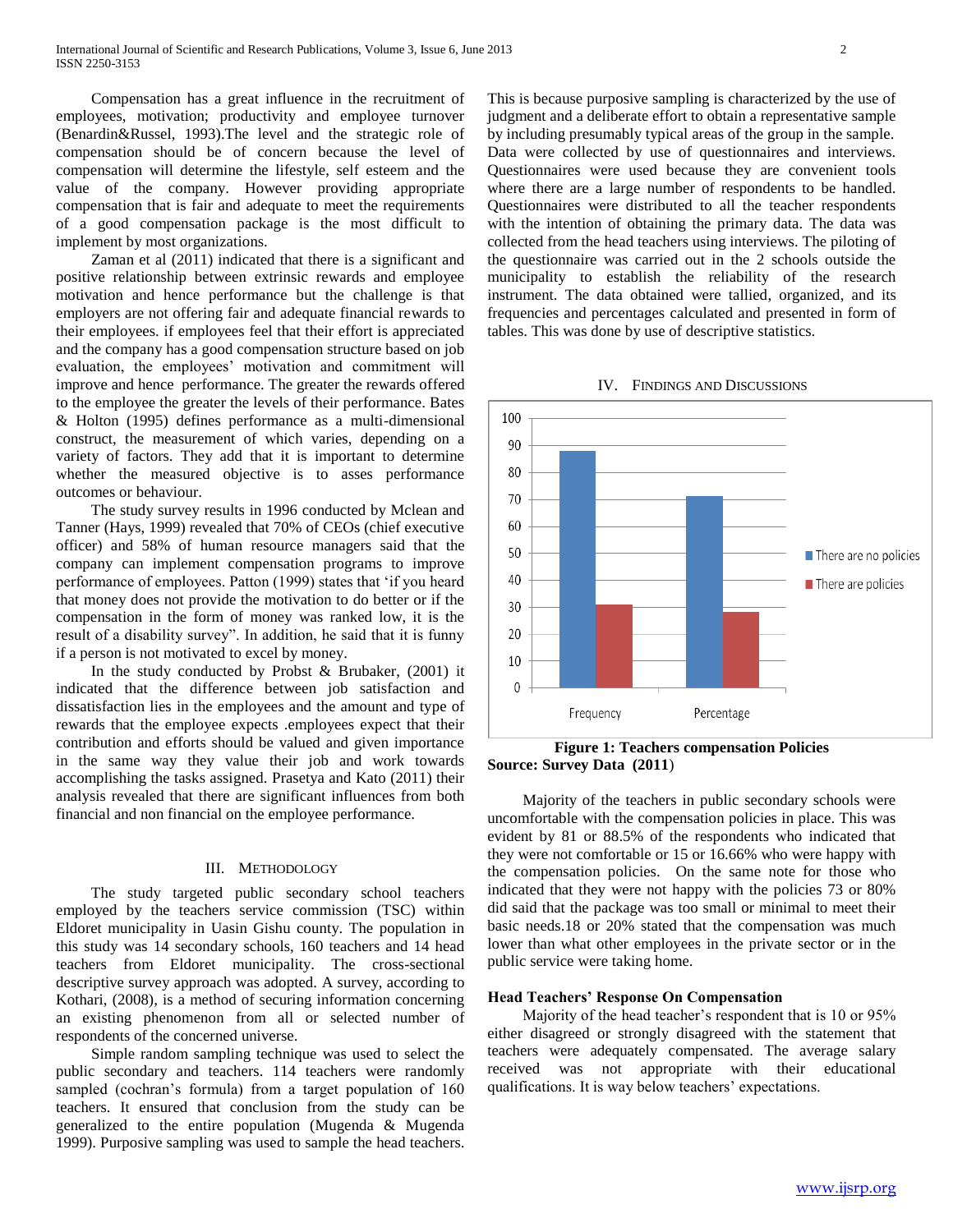Compensation has a great influence in the recruitment of employees, motivation; productivity and employee turnover (Benardin&Russel, 1993).The level and the strategic role of compensation should be of concern because the level of compensation will determine the lifestyle, self esteem and the value of the company. However providing appropriate compensation that is fair and adequate to meet the requirements of a good compensation package is the most difficult to implement by most organizations.

Zaman et al (2011) indicated that there is a significant and positive relationship between extrinsic rewards and employee motivation and hence performance but the challenge is that employers are not offering fair and adequate financial rewards to their employees. if employees feel that their effort is appreciated and the company has a good compensation structure based on job evaluation, the employees' motivation and commitment will improve and hence performance. The greater the rewards offered to the employee the greater the levels of their performance. Bates & Holton (1995) defines performance as a multi-dimensional construct, the measurement of which varies, depending on a variety of factors. They add that it is important to determine whether the measured objective is to asses performance outcomes or behaviour.

The study survey results in 1996 conducted by Mclean and Tanner (Hays, 1999) revealed that 70% of CEOs (chief executive officer) and 58% of human resource managers said that the company can implement compensation programs to improve performance of employees. Patton (1999) states that 'if you heard that money does not provide the motivation to do better or if the compensation in the form of money was ranked low, it is the result of a disability survey". In addition, he said that it is funny if a person is not motivated to excel by money.

In the study conducted by Probst & Brubaker, (2001) it indicated that the difference between job satisfaction and dissatisfaction lies in the employees and the amount and type of rewards that the employee expects .employees expect that their contribution and efforts should be valued and given importance in the same way they value their job and work towards accomplishing the tasks assigned. Prasetya and Kato (2011) their analysis revealed that there are significant influences from both financial and non financial on the employee performance.

## III. Methodology

The study targeted public secondary school teachers employed by the teachers service commission (TSC) within Eldoret municipality in Uasin Gishu county. The population in this study was 14 secondary schools, 160 teachers and 14 head teachers from Eldoret municipality. The cross-sectional descriptive survey approach was adopted. A survey, according to Kothari, (2008), is a method of securing information concerning an existing phenomenon from all or selected number of respondents of the concerned universe.

Simple random sampling technique was used to select the public secondary and teachers. 114 teachers were randomly sampled (cochran's formula) from a target population of 160 teachers. It ensured that conclusion from the study can be generalized to the entire population (Mugenda & Mugenda 1999). Purposive sampling was used to sample the head teachers. This is because purposive sampling is characterized by the use of judgment and a deliberate effort to obtain a representative sample by including presumably typical areas of the group in the sample. Data were collected by use of questionnaires and interviews. Questionnaires were used because they are convenient tools where there are a large number of respondents to be handled. Questionnaires were distributed to all the teacher respondents with the intention of obtaining the primary data. The data was collected from the head teachers using interviews. The piloting of the questionnaire was carried out in the 2 schools outside the municipality to establish the reliability of the research instrument. The data obtained were tallied, organized, and its frequencies and percentages calculated and presented in form of tables. This was done by use of descriptive statistics.

## IV. Findings and Discussions

100
90
80
70
60
50
40
30
20
10
0
Frequency
Percentage
There are no policies
There are policies

**Figure 1: Teachers compensation Policies**
**Source: Survey Data (2011)**

Majority of the teachers in public secondary schools were uncomfortable with the compensation policies in place. This was evident by 81 or 88.5% of the respondents who indicated that they were not comfortable or 15 or 16.66% who were happy with the compensation policies. On the same note for those who indicated that they were not happy with the policies 73 or 80% did said that the package was too small or minimal to meet their basic needs.18 or 20% stated that the compensation was much lower than what other employees in the private sector or in the public service were taking home.

### Head Teachers' Response On Compensation

Majority of the head teacher's respondent that is 10 or 95% either disagreed or strongly disagreed with the statement that teachers were adequately compensated. The average salary received was not appropriate with their educational qualifications. It is way below teachers' expectations.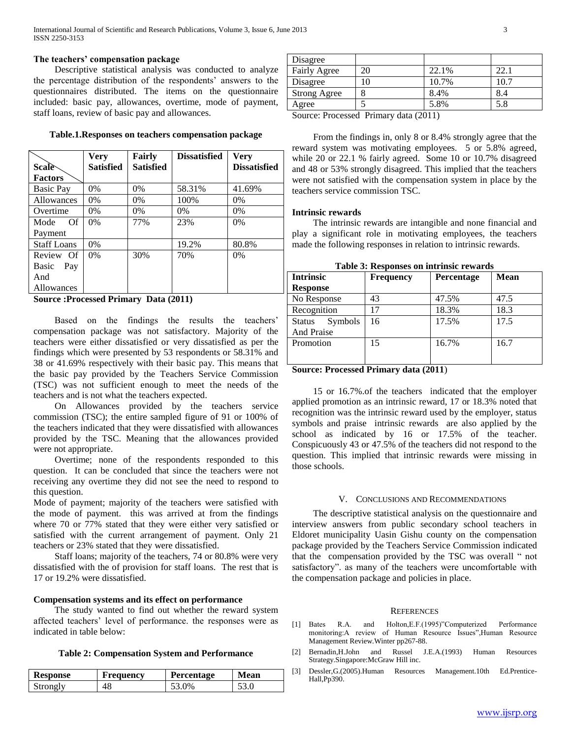### The teachers' compensation package

Descriptive statistical analysis was conducted to analyze the percentage distribution of the respondents' answers to the questionnaires distributed. The items on the questionnaire included: basic pay, allowances, overtime, mode of payment, staff loans, review of basic pay and allowances.

**Table.1.Responses on teachers compensation package**

| Scale / Factors | Very Satisfied | Fairly Satisfied | Dissatisfied | Very Dissatisfied |
|---|---|---|---|---|
| Basic Pay | 0% | 0% | 58.31% | 41.69% |
| Allowances | 0% | 0% | 100% | 0% |
| Overtime | 0% | 0% | 0% | 0% |
| Mode Of Payment | 0% | 77% | 23% | 0% |
| Staff Loans | 0% | | 19.2% | 80.8% |
| Review Of Basic Pay And Allowances | 0% | 30% | 70% | 0% |

**Source :Processed Primary Data (2011)**

Based on the findings the results the teachers' compensation package was not satisfactory. Majority of the teachers were either dissatisfied or very dissatisfied as per the findings which were presented by 53 respondents or 58.31% and 38 or 41.69% respectively with their basic pay. This means that the basic pay provided by the Teachers Service Commission (TSC) was not sufficient enough to meet the needs of the teachers and is not what the teachers expected.

On Allowances provided by the teachers service commission (TSC); the entire sampled figure of 91 or 100% of the teachers indicated that they were dissatisfied with allowances provided by the TSC. Meaning that the allowances provided were not appropriate.

Overtime; none of the respondents responded to this question. It can be concluded that since the teachers were not receiving any overtime they did not see the need to respond to this question.

Mode of payment; majority of the teachers were satisfied with the mode of payment. this was arrived at from the findings where 70 or 77% stated that they were either very satisfied or satisfied with the current arrangement of payment. Only 21 teachers or 23% stated that they were dissatisfied.

Staff loans; majority of the teachers, 74 or 80.8% were very dissatisfied with the of provision for staff loans. The rest that is 17 or 19.2% were dissatisfied.

### Compensation systems and its effect on performance

The study wanted to find out whether the reward system affected teachers' level of performance. the responses were as indicated in table below:

**Table 2: Compensation System and Performance**

| Response | Frequency | Percentage | Mean |
|---|---|---|---|
| Strongly Disagree | 48 | 53.0% | 53.0 |
| Fairly Agree | 20 | 22.1% | 22.1 |
| Disagree | 10 | 10.7% | 10.7 |
| Strong Agree | 8 | 8.4% | 8.4 |
| Agree | 5 | 5.8% | 5.8 |

Source: Processed Primary data (2011)

From the findings in, only 8 or 8.4% strongly agree that the reward system was motivating employees. 5 or 5.8% agreed, while 20 or 22.1 % fairly agreed. Some 10 or 10.7% disagreed and 48 or 53% strongly disagreed. This implied that the teachers were not satisfied with the compensation system in place by the teachers service commission TSC.

### Intrinsic rewards

The intrinsic rewards are intangible and none financial and play a significant role in motivating employees, the teachers made the following responses in relation to intrinsic rewards.

**Table 3: Responses on intrinsic rewards**

| Intrinsic Response | Frequency | Percentage | Mean |
|---|---|---|---|
| No Response | 43 | 47.5% | 47.5 |
| Recognition | 17 | 18.3% | 18.3 |
| Status Symbols And Praise | 16 | 17.5% | 17.5 |
| Promotion | 15 | 16.7% | 16.7 |

**Source: Processed Primary data (2011)**

15 or 16.7%.of the teachers indicated that the employer applied promotion as an intrinsic reward, 17 or 18.3% noted that recognition was the intrinsic reward used by the employer, status symbols and praise intrinsic rewards are also applied by the school as indicated by 16 or 17.5% of the teacher. Conspicuously 43 or 47.5% of the teachers did not respond to the question. This implied that intrinsic rewards were missing in those schools.

## V. Conclusions and Recommendations

The descriptive statistical analysis on the questionnaire and interview answers from public secondary school teachers in Eldoret municipality Uasin Gishu county on the compensation package provided by the Teachers Service Commission indicated that the compensation provided by the TSC was overall " not satisfactory". as many of the teachers were uncomfortable with the compensation package and policies in place.

## References

[1] Bates R.A. and Holton,E.F.(1995)"Computerized Performance monitoring:A review of Human Resource Issues",Human Resource Management Review.Winter pp267-88.

[2] Bernadin,H.John and Russel J.E.A.(1993) Human Resources Strategy.Singapore:McGraw Hill inc.

[3] Dessler,G.(2005).Human Resources Management.10th Ed.Prentice-Hall,Pp390.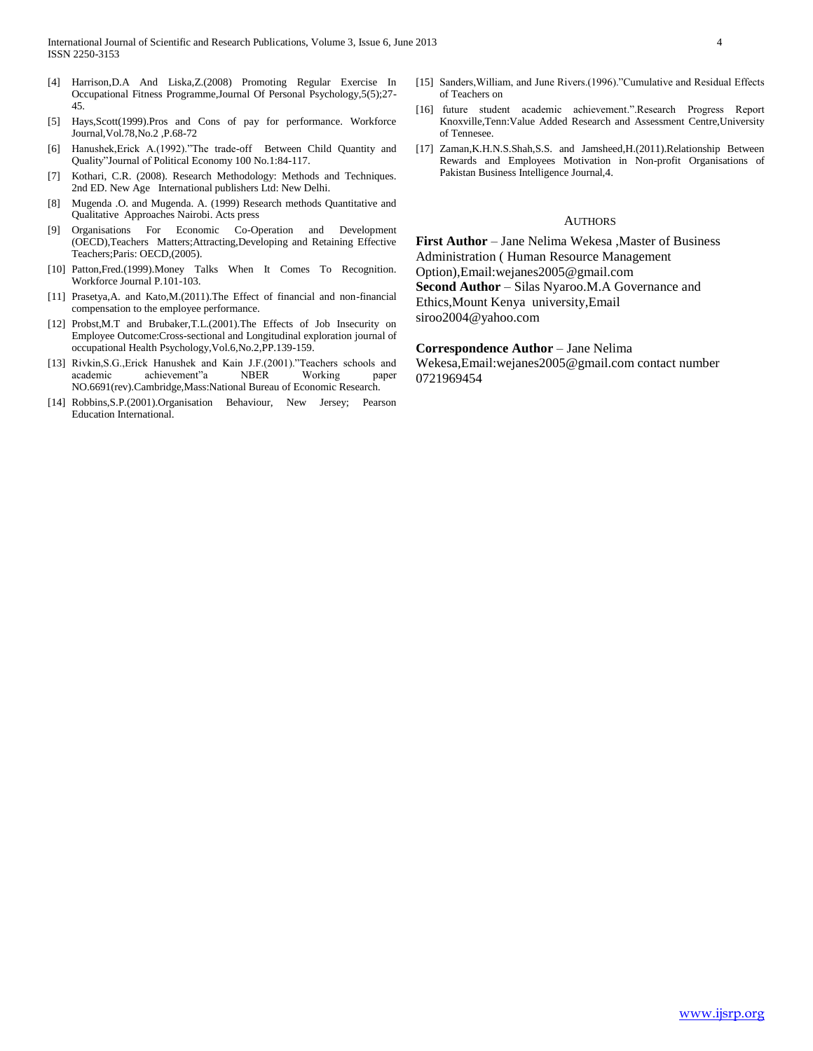[4] Harrison,D.A And Liska,Z.(2008) Promoting Regular Exercise In Occupational Fitness Programme,Journal Of Personal Psychology,5(5);27-45.

[5] Hays,Scott(1999).Pros and Cons of pay for performance. Workforce Journal,Vol.78,No.2 ,P.68-72

[6] Hanushek,Erick A.(1992)."The trade-off Between Child Quantity and Quality"Journal of Political Economy 100 No.1:84-117.

[7] Kothari, C.R. (2008). Research Methodology: Methods and Techniques. 2nd ED. New Age International publishers Ltd: New Delhi.

[8] Mugenda .O. and Mugenda. A. (1999) Research methods Quantitative and Qualitative Approaches Nairobi. Acts press

[9] Organisations For Economic Co-Operation and Development (OECD),Teachers Matters;Attracting,Developing and Retaining Effective Teachers;Paris: OECD,(2005).

[10] Patton,Fred.(1999).Money Talks When It Comes To Recognition. Workforce Journal P.101-103.

[11] Prasetya,A. and Kato,M.(2011).The Effect of financial and non-financial compensation to the employee performance.

[12] Probst,M.T and Brubaker,T.L.(2001).The Effects of Job Insecurity on Employee Outcome:Cross-sectional and Longitudinal exploration journal of occupational Health Psychology,Vol.6,No.2,PP.139-159.

[13] Rivkin,S.G.,Erick Hanushek and Kain J.F.(2001)."Teachers schools and academic achievement"a NBER Working paper NO.6691(rev).Cambridge,Mass:National Bureau of Economic Research.

[14] Robbins,S.P.(2001).Organisation Behaviour, New Jersey; Pearson Education International.

[15] Sanders,William, and June Rivers.(1996)."Cumulative and Residual Effects of Teachers on

[16] future student academic achievement.".Research Progress Report Knoxville,Tenn:Value Added Research and Assessment Centre,University of Tennesee.

[17] Zaman,K.H.N.S.Shah,S.S. and Jamsheed,H.(2011).Relationship Between Rewards and Employees Motivation in Non-profit Organisations of Pakistan Business Intelligence Journal,4.

## AUTHORS

**First Author** – Jane Nelima Wekesa ,Master of Business Administration ( Human Resource Management Option),Email:wejanes2005@gmail.com

**Second Author** – Silas Nyaroo.M.A Governance and Ethics,Mount Kenya university,Email siroo2004@yahoo.com

**Correspondence Author** – Jane Nelima Wekesa,Email:wejanes2005@gmail.com contact number 0721969454